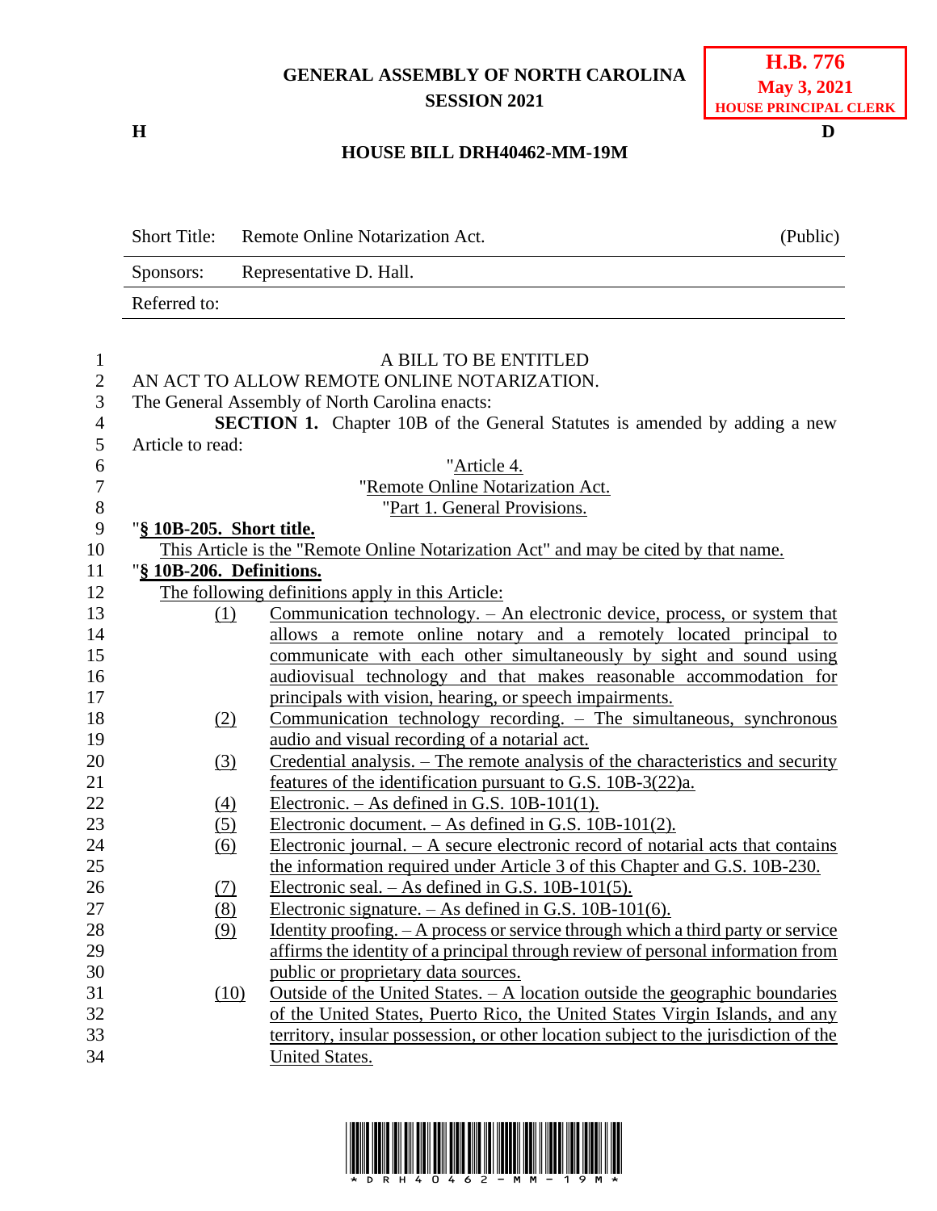**GENERAL ASSEMBLY OF NORTH CAROLINA**
**SESSION 2021**

**H.B. 776**
**May 3, 2021**
**HOUSE PRINCIPAL CLERK**

**H** **D**

**HOUSE BILL DRH40462-MM-19M**

| | | |
|---|---|---|
| Short Title: | Remote Online Notarization Act. | (Public) |
| Sponsors: | Representative D. Hall. | |
| Referred to: | | |

A BILL TO BE ENTITLED

AN ACT TO ALLOW REMOTE ONLINE NOTARIZATION.

The General Assembly of North Carolina enacts:

**SECTION 1.** Chapter 10B of the General Statutes is amended by adding a new Article to read:

"Article 4.

"Remote Online Notarization Act.

"Part 1. General Provisions.

"**§ 10B-205. Short title.**

This Article is the "Remote Online Notarization Act" and may be cited by that name.

"**§ 10B-206. Definitions.**

The following definitions apply in this Article:

(1) Communication technology. – An electronic device, process, or system that allows a remote online notary and a remotely located principal to communicate with each other simultaneously by sight and sound using audiovisual technology and that makes reasonable accommodation for principals with vision, hearing, or speech impairments.

(2) Communication technology recording. – The simultaneous, synchronous audio and visual recording of a notarial act.

(3) Credential analysis. – The remote analysis of the characteristics and security features of the identification pursuant to G.S. 10B-3(22)a.

(4) Electronic. – As defined in G.S. 10B-101(1).

(5) Electronic document. – As defined in G.S. 10B-101(2).

(6) Electronic journal. – A secure electronic record of notarial acts that contains the information required under Article 3 of this Chapter and G.S. 10B-230.

(7) Electronic seal. – As defined in G.S. 10B-101(5).

(8) Electronic signature. – As defined in G.S. 10B-101(6).

(9) Identity proofing. – A process or service through which a third party or service affirms the identity of a principal through review of personal information from public or proprietary data sources.

(10) Outside of the United States. – A location outside the geographic boundaries of the United States, Puerto Rico, the United States Virgin Islands, and any territory, insular possession, or other location subject to the jurisdiction of the United States.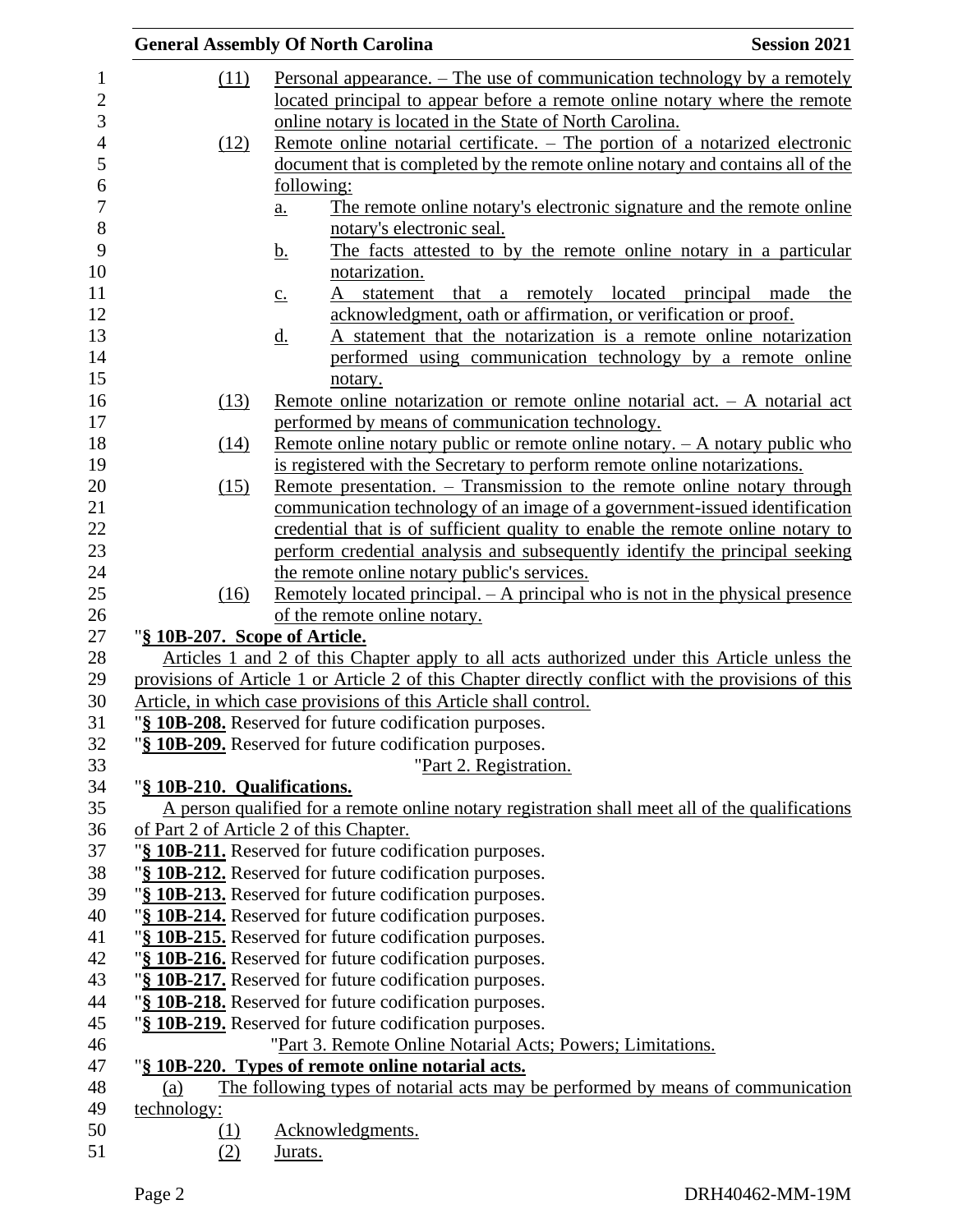(11) Personal appearance. – The use of communication technology by a remotely located principal to appear before a remote online notary where the remote online notary is located in the State of North Carolina.

(12) Remote online notarial certificate. – The portion of a notarized electronic document that is completed by the remote online notary and contains all of the following:

a. The remote online notary's electronic signature and the remote online notary's electronic seal.

b. The facts attested to by the remote online notary in a particular notarization.

c. A statement that a remotely located principal made the acknowledgment, oath or affirmation, or verification or proof.

d. A statement that the notarization is a remote online notarization performed using communication technology by a remote online notary.

(13) Remote online notarization or remote online notarial act. – A notarial act performed by means of communication technology.

(14) Remote online notary public or remote online notary. – A notary public who is registered with the Secretary to perform remote online notarizations.

(15) Remote presentation. – Transmission to the remote online notary through communication technology of an image of a government-issued identification credential that is of sufficient quality to enable the remote online notary to perform credential analysis and subsequently identify the principal seeking the remote online notary public's services.

(16) Remotely located principal. – A principal who is not in the physical presence of the remote online notary.

"**§ 10B-207. Scope of Article.**

Articles 1 and 2 of this Chapter apply to all acts authorized under this Article unless the provisions of Article 1 or Article 2 of this Chapter directly conflict with the provisions of this Article, in which case provisions of this Article shall control.

"**§ 10B-208.** Reserved for future codification purposes.

"**§ 10B-209.** Reserved for future codification purposes.

"Part 2. Registration.

"**§ 10B-210. Qualifications.**

A person qualified for a remote online notary registration shall meet all of the qualifications of Part 2 of Article 2 of this Chapter.

"**§ 10B-211.** Reserved for future codification purposes.

"**§ 10B-212.** Reserved for future codification purposes.

"**§ 10B-213.** Reserved for future codification purposes.

"**§ 10B-214.** Reserved for future codification purposes.

"**§ 10B-215.** Reserved for future codification purposes.

"**§ 10B-216.** Reserved for future codification purposes.

"**§ 10B-217.** Reserved for future codification purposes.

"**§ 10B-218.** Reserved for future codification purposes.

"**§ 10B-219.** Reserved for future codification purposes.

"Part 3. Remote Online Notarial Acts; Powers; Limitations.

"**§ 10B-220. Types of remote online notarial acts.**

(a) The following types of notarial acts may be performed by means of communication technology:

(1) Acknowledgments.

(2) Jurats.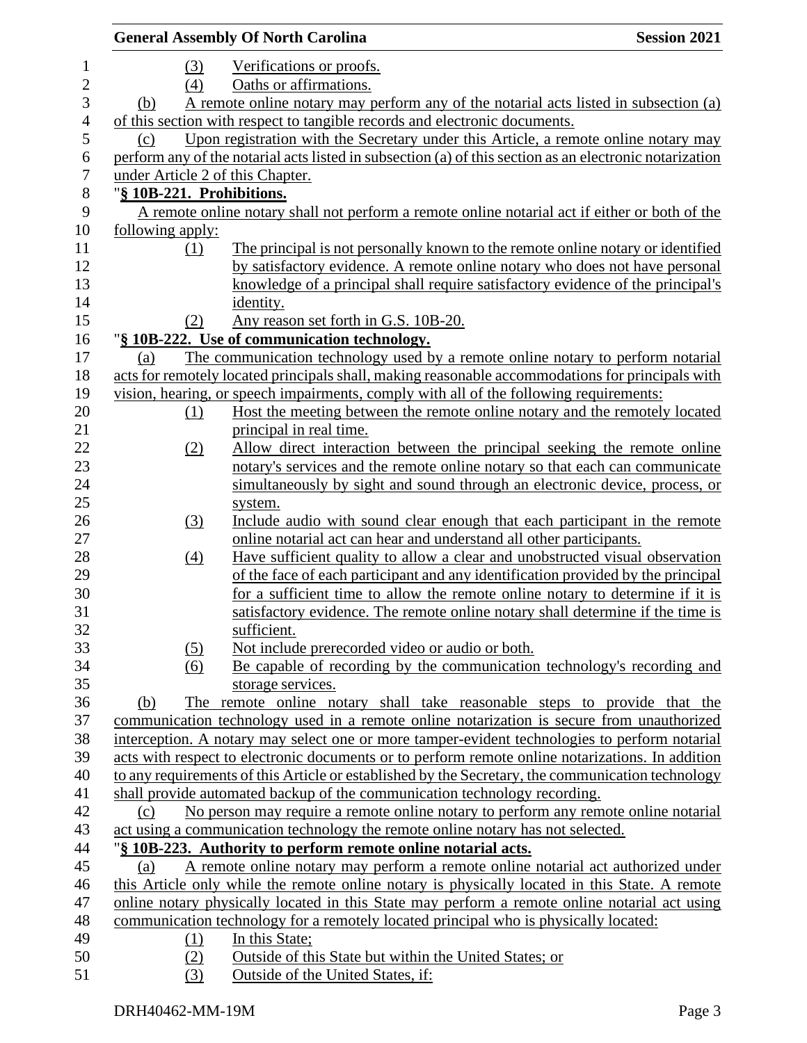(3) Verifications or proofs.

(4) Oaths or affirmations.

(b) A remote online notary may perform any of the notarial acts listed in subsection (a) of this section with respect to tangible records and electronic documents.

(c) Upon registration with the Secretary under this Article, a remote online notary may perform any of the notarial acts listed in subsection (a) of this section as an electronic notarization under Article 2 of this Chapter.

"**§ 10B-221. Prohibitions.**

A remote online notary shall not perform a remote online notarial act if either or both of the following apply:

(1) The principal is not personally known to the remote online notary or identified by satisfactory evidence. A remote online notary who does not have personal knowledge of a principal shall require satisfactory evidence of the principal's identity.

(2) Any reason set forth in G.S. 10B-20.

"**§ 10B-222. Use of communication technology.**

(a) The communication technology used by a remote online notary to perform notarial acts for remotely located principals shall, making reasonable accommodations for principals with vision, hearing, or speech impairments, comply with all of the following requirements:

(1) Host the meeting between the remote online notary and the remotely located principal in real time.

(2) Allow direct interaction between the principal seeking the remote online notary's services and the remote online notary so that each can communicate simultaneously by sight and sound through an electronic device, process, or system.

(3) Include audio with sound clear enough that each participant in the remote online notarial act can hear and understand all other participants.

(4) Have sufficient quality to allow a clear and unobstructed visual observation of the face of each participant and any identification provided by the principal for a sufficient time to allow the remote online notary to determine if it is satisfactory evidence. The remote online notary shall determine if the time is sufficient.

(5) Not include prerecorded video or audio or both.

(6) Be capable of recording by the communication technology's recording and storage services.

(b) The remote online notary shall take reasonable steps to provide that the communication technology used in a remote online notarization is secure from unauthorized interception. A notary may select one or more tamper-evident technologies to perform notarial acts with respect to electronic documents or to perform remote online notarizations. In addition to any requirements of this Article or established by the Secretary, the communication technology shall provide automated backup of the communication technology recording.

(c) No person may require a remote online notary to perform any remote online notarial act using a communication technology the remote online notary has not selected.

"**§ 10B-223. Authority to perform remote online notarial acts.**

(a) A remote online notary may perform a remote online notarial act authorized under this Article only while the remote online notary is physically located in this State. A remote online notary physically located in this State may perform a remote online notarial act using communication technology for a remotely located principal who is physically located:

(1) In this State;

(2) Outside of this State but within the United States; or

(3) Outside of the United States, if: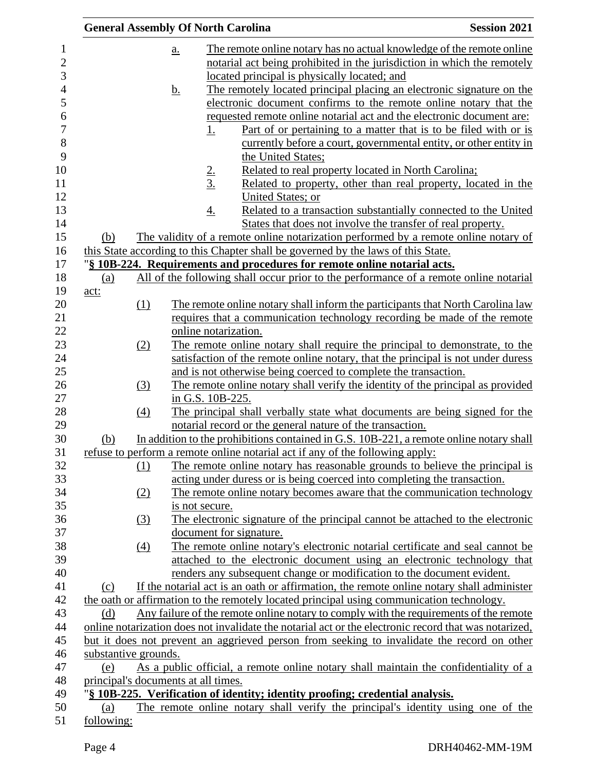a. The remote online notary has no actual knowledge of the remote online notarial act being prohibited in the jurisdiction in which the remotely located principal is physically located; and

b. The remotely located principal placing an electronic signature on the electronic document confirms to the remote online notary that the requested remote online notarial act and the electronic document are:

1. Part of or pertaining to a matter that is to be filed with or is currently before a court, governmental entity, or other entity in the United States;
2. Related to real property located in North Carolina;
3. Related to property, other than real property, located in the United States; or
4. Related to a transaction substantially connected to the United States that does not involve the transfer of real property.

(b) The validity of a remote online notarization performed by a remote online notary of this State according to this Chapter shall be governed by the laws of this State.

"**§ 10B-224. Requirements and procedures for remote online notarial acts.**

(a) All of the following shall occur prior to the performance of a remote online notarial act:

(1) The remote online notary shall inform the participants that North Carolina law requires that a communication technology recording be made of the remote online notarization.

(2) The remote online notary shall require the principal to demonstrate, to the satisfaction of the remote online notary, that the principal is not under duress and is not otherwise being coerced to complete the transaction.

(3) The remote online notary shall verify the identity of the principal as provided in G.S. 10B-225.

(4) The principal shall verbally state what documents are being signed for the notarial record or the general nature of the transaction.

(b) In addition to the prohibitions contained in G.S. 10B-221, a remote online notary shall refuse to perform a remote online notarial act if any of the following apply:

(1) The remote online notary has reasonable grounds to believe the principal is acting under duress or is being coerced into completing the transaction.

(2) The remote online notary becomes aware that the communication technology is not secure.

(3) The electronic signature of the principal cannot be attached to the electronic document for signature.

(4) The remote online notary's electronic notarial certificate and seal cannot be attached to the electronic document using an electronic technology that renders any subsequent change or modification to the document evident.

(c) If the notarial act is an oath or affirmation, the remote online notary shall administer the oath or affirmation to the remotely located principal using communication technology.

(d) Any failure of the remote online notary to comply with the requirements of the remote online notarization does not invalidate the notarial act or the electronic record that was notarized, but it does not prevent an aggrieved person from seeking to invalidate the record on other substantive grounds.

(e) As a public official, a remote online notary shall maintain the confidentiality of a principal's documents at all times.

"**§ 10B-225. Verification of identity; identity proofing; credential analysis.**

(a) The remote online notary shall verify the principal's identity using one of the following: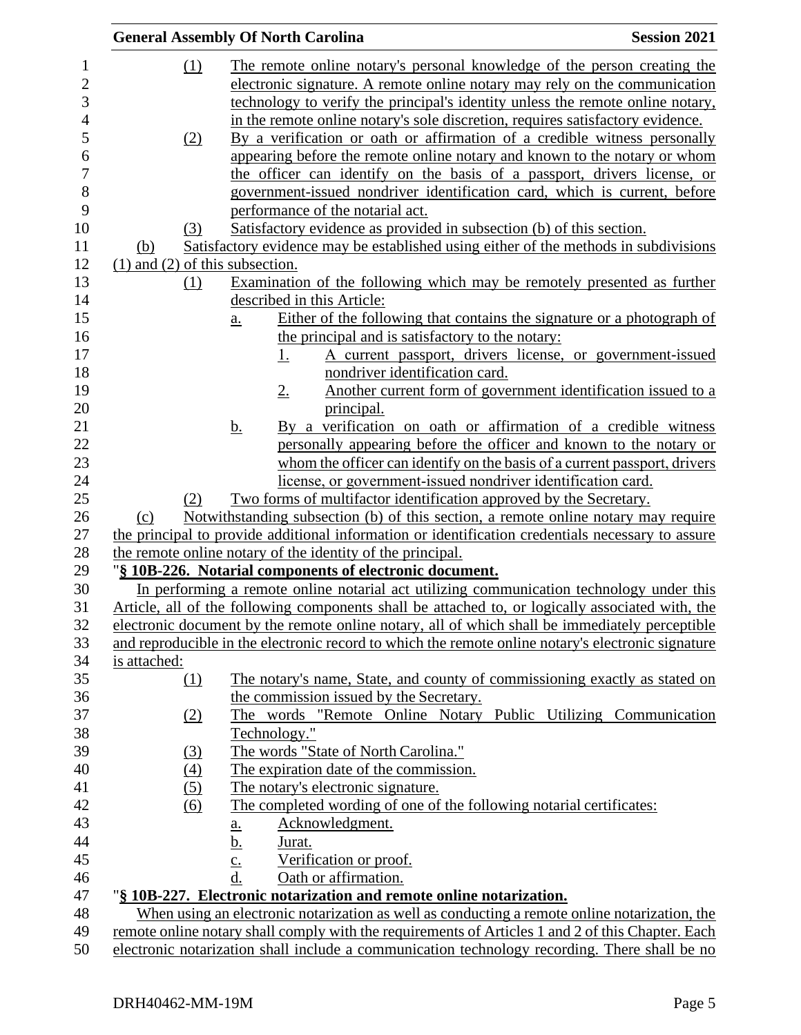(1) The remote online notary's personal knowledge of the person creating the electronic signature. A remote online notary may rely on the communication technology to verify the principal's identity unless the remote online notary, in the remote online notary's sole discretion, requires satisfactory evidence.

(2) By a verification or oath or affirmation of a credible witness personally appearing before the remote online notary and known to the notary or whom the officer can identify on the basis of a passport, drivers license, or government-issued nondriver identification card, which is current, before performance of the notarial act.

(3) Satisfactory evidence as provided in subsection (b) of this section.

(b) Satisfactory evidence may be established using either of the methods in subdivisions (1) and (2) of this subsection.

(1) Examination of the following which may be remotely presented as further described in this Article:

a. Either of the following that contains the signature or a photograph of the principal and is satisfactory to the notary:

1. A current passport, drivers license, or government-issued nondriver identification card.

2. Another current form of government identification issued to a principal.

b. By a verification on oath or affirmation of a credible witness personally appearing before the officer and known to the notary or whom the officer can identify on the basis of a current passport, drivers license, or government-issued nondriver identification card.

(2) Two forms of multifactor identification approved by the Secretary.

(c) Notwithstanding subsection (b) of this section, a remote online notary may require the principal to provide additional information or identification credentials necessary to assure the remote online notary of the identity of the principal.

"**§ 10B-226. Notarial components of electronic document.**

In performing a remote online notarial act utilizing communication technology under this Article, all of the following components shall be attached to, or logically associated with, the electronic document by the remote online notary, all of which shall be immediately perceptible and reproducible in the electronic record to which the remote online notary's electronic signature is attached:

(1) The notary's name, State, and county of commissioning exactly as stated on the commission issued by the Secretary.

(2) The words "Remote Online Notary Public Utilizing Communication Technology."

(3) The words "State of North Carolina."

(4) The expiration date of the commission.

(5) The notary's electronic signature.

(6) The completed wording of one of the following notarial certificates:

a. Acknowledgment.

b. Jurat.

c. Verification or proof.

d. Oath or affirmation.

"**§ 10B-227. Electronic notarization and remote online notarization.**

When using an electronic notarization as well as conducting a remote online notarization, the remote online notary shall comply with the requirements of Articles 1 and 2 of this Chapter. Each electronic notarization shall include a communication technology recording. There shall be no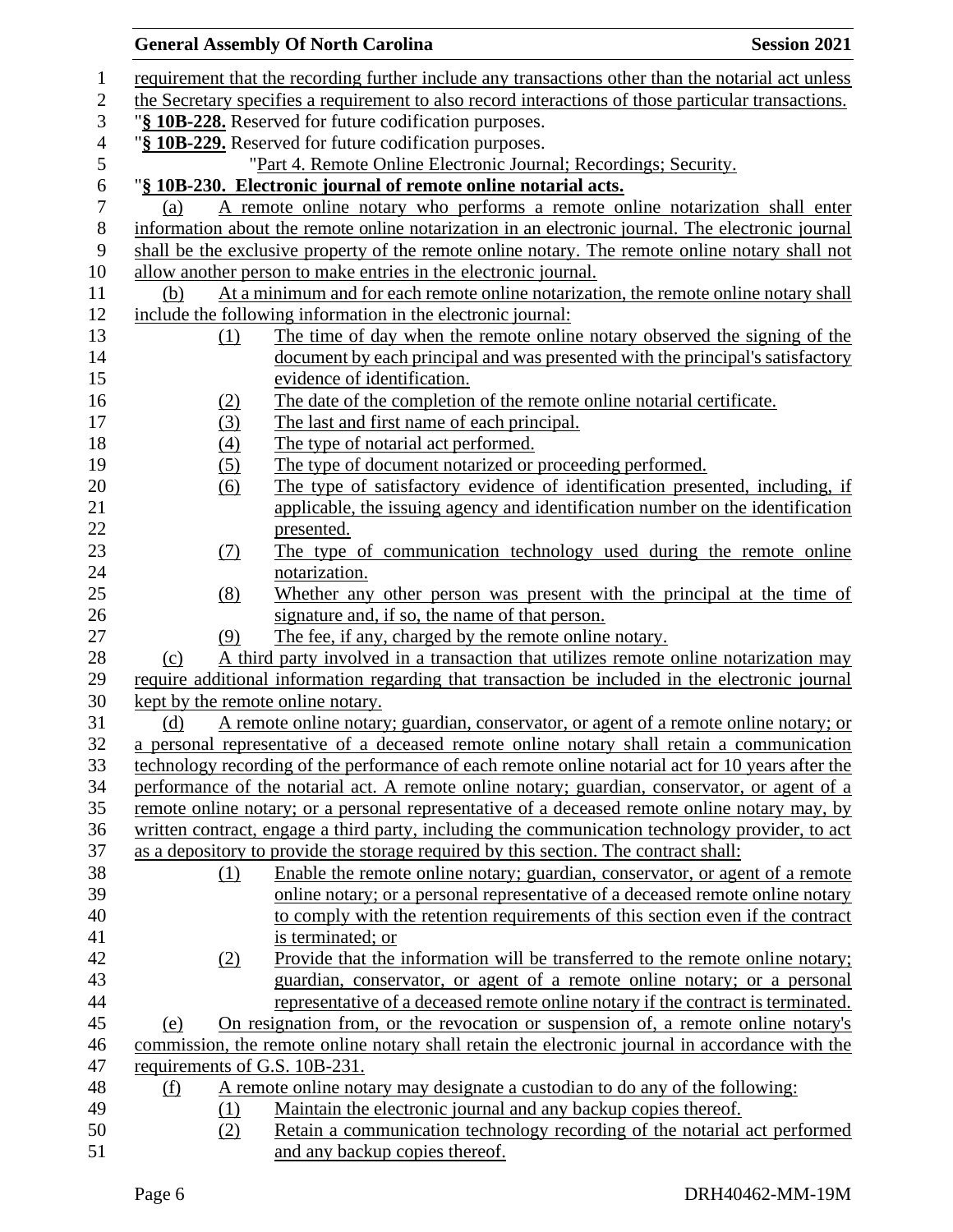requirement that the recording further include any transactions other than the notarial act unless the Secretary specifies a requirement to also record interactions of those particular transactions.

"**§ 10B-228.** Reserved for future codification purposes.

"**§ 10B-229.** Reserved for future codification purposes.

"Part 4. Remote Online Electronic Journal; Recordings; Security.

"**§ 10B-230. Electronic journal of remote online notarial acts.**

(a) A remote online notary who performs a remote online notarization shall enter information about the remote online notarization in an electronic journal. The electronic journal shall be the exclusive property of the remote online notary. The remote online notary shall not allow another person to make entries in the electronic journal.

(b) At a minimum and for each remote online notarization, the remote online notary shall include the following information in the electronic journal:

(1) The time of day when the remote online notary observed the signing of the document by each principal and was presented with the principal's satisfactory evidence of identification.

(2) The date of the completion of the remote online notarial certificate.

(3) The last and first name of each principal.

(4) The type of notarial act performed.

(5) The type of document notarized or proceeding performed.

(6) The type of satisfactory evidence of identification presented, including, if applicable, the issuing agency and identification number on the identification presented.

(7) The type of communication technology used during the remote online notarization.

(8) Whether any other person was present with the principal at the time of signature and, if so, the name of that person.

(9) The fee, if any, charged by the remote online notary.

(c) A third party involved in a transaction that utilizes remote online notarization may require additional information regarding that transaction be included in the electronic journal kept by the remote online notary.

(d) A remote online notary; guardian, conservator, or agent of a remote online notary; or a personal representative of a deceased remote online notary shall retain a communication technology recording of the performance of each remote online notarial act for 10 years after the performance of the notarial act. A remote online notary; guardian, conservator, or agent of a remote online notary; or a personal representative of a deceased remote online notary may, by written contract, engage a third party, including the communication technology provider, to act as a depository to provide the storage required by this section. The contract shall:

(1) Enable the remote online notary; guardian, conservator, or agent of a remote online notary; or a personal representative of a deceased remote online notary to comply with the retention requirements of this section even if the contract is terminated; or

(2) Provide that the information will be transferred to the remote online notary; guardian, conservator, or agent of a remote online notary; or a personal representative of a deceased remote online notary if the contract is terminated.

(e) On resignation from, or the revocation or suspension of, a remote online notary's commission, the remote online notary shall retain the electronic journal in accordance with the requirements of G.S. 10B-231.

(f) A remote online notary may designate a custodian to do any of the following:

(1) Maintain the electronic journal and any backup copies thereof.

(2) Retain a communication technology recording of the notarial act performed and any backup copies thereof.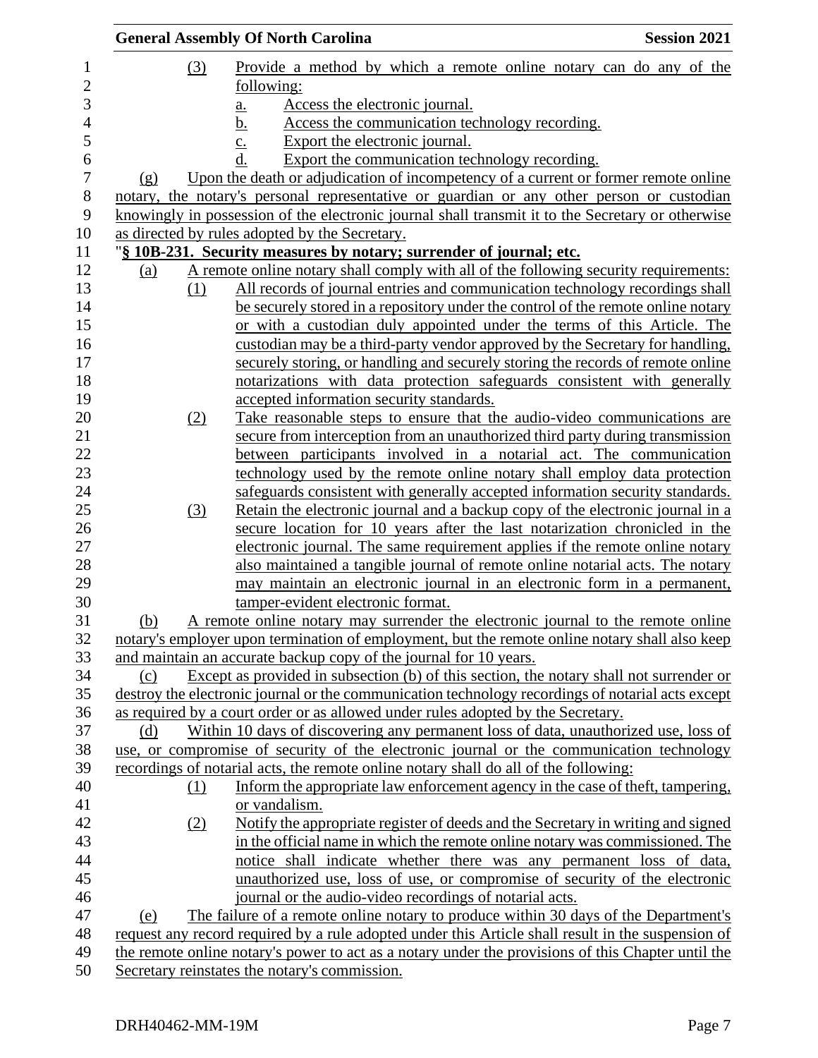(3) Provide a method by which a remote online notary can do any of the following:

a. Access the electronic journal.

b. Access the communication technology recording.

c. Export the electronic journal.

d. Export the communication technology recording.

(g) Upon the death or adjudication of incompetency of a current or former remote online notary, the notary's personal representative or guardian or any other person or custodian knowingly in possession of the electronic journal shall transmit it to the Secretary or otherwise as directed by rules adopted by the Secretary.

"**§ 10B-231. Security measures by notary; surrender of journal; etc.**

(a) A remote online notary shall comply with all of the following security requirements:

(1) All records of journal entries and communication technology recordings shall be securely stored in a repository under the control of the remote online notary or with a custodian duly appointed under the terms of this Article. The custodian may be a third-party vendor approved by the Secretary for handling, securely storing, or handling and securely storing the records of remote online notarizations with data protection safeguards consistent with generally accepted information security standards.

(2) Take reasonable steps to ensure that the audio-video communications are secure from interception from an unauthorized third party during transmission between participants involved in a notarial act. The communication technology used by the remote online notary shall employ data protection safeguards consistent with generally accepted information security standards.

(3) Retain the electronic journal and a backup copy of the electronic journal in a secure location for 10 years after the last notarization chronicled in the electronic journal. The same requirement applies if the remote online notary also maintained a tangible journal of remote online notarial acts. The notary may maintain an electronic journal in an electronic form in a permanent, tamper-evident electronic format.

(b) A remote online notary may surrender the electronic journal to the remote online notary's employer upon termination of employment, but the remote online notary shall also keep and maintain an accurate backup copy of the journal for 10 years.

(c) Except as provided in subsection (b) of this section, the notary shall not surrender or destroy the electronic journal or the communication technology recordings of notarial acts except as required by a court order or as allowed under rules adopted by the Secretary.

(d) Within 10 days of discovering any permanent loss of data, unauthorized use, loss of use, or compromise of security of the electronic journal or the communication technology recordings of notarial acts, the remote online notary shall do all of the following:

(1) Inform the appropriate law enforcement agency in the case of theft, tampering, or vandalism.

(2) Notify the appropriate register of deeds and the Secretary in writing and signed in the official name in which the remote online notary was commissioned. The notice shall indicate whether there was any permanent loss of data, unauthorized use, loss of use, or compromise of security of the electronic journal or the audio-video recordings of notarial acts.

(e) The failure of a remote online notary to produce within 30 days of the Department's request any record required by a rule adopted under this Article shall result in the suspension of the remote online notary's power to act as a notary under the provisions of this Chapter until the Secretary reinstates the notary's commission.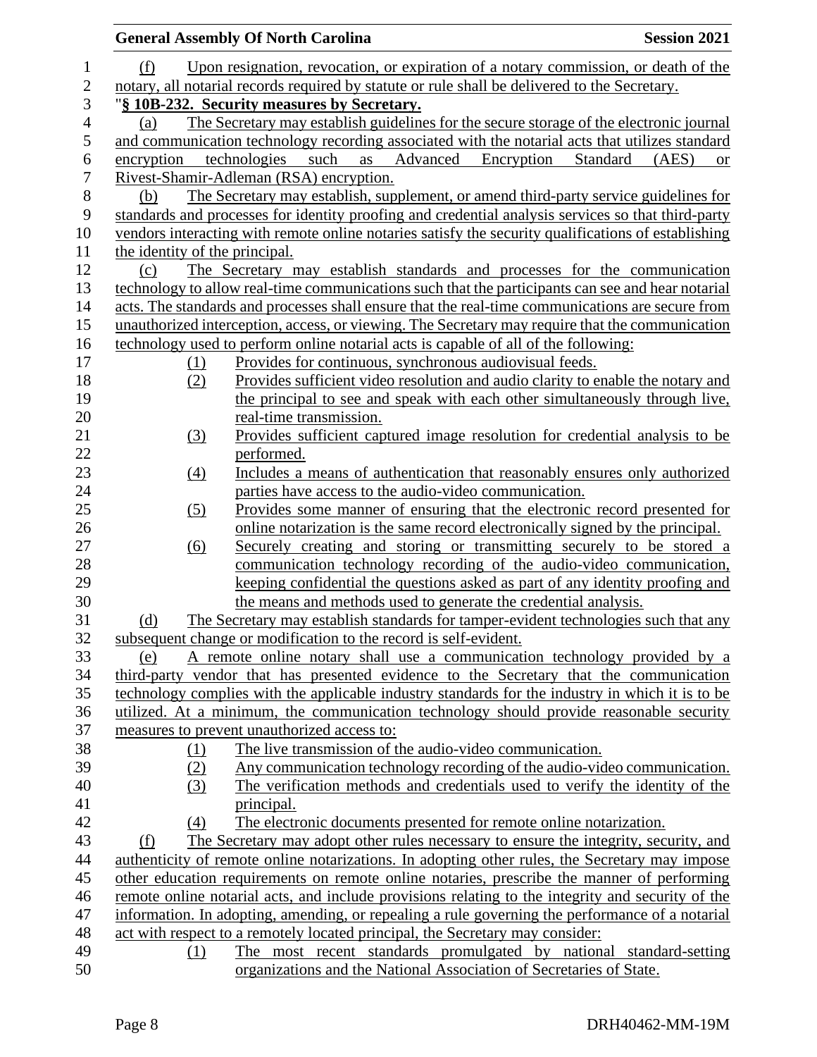(f) Upon resignation, revocation, or expiration of a notary commission, or death of the notary, all notarial records required by statute or rule shall be delivered to the Secretary.

"**§ 10B-232. Security measures by Secretary.**

(a) The Secretary may establish guidelines for the secure storage of the electronic journal and communication technology recording associated with the notarial acts that utilizes standard encryption technologies such as Advanced Encryption Standard (AES) or Rivest-Shamir-Adleman (RSA) encryption.

(b) The Secretary may establish, supplement, or amend third-party service guidelines for standards and processes for identity proofing and credential analysis services so that third-party vendors interacting with remote online notaries satisfy the security qualifications of establishing the identity of the principal.

(c) The Secretary may establish standards and processes for the communication technology to allow real-time communications such that the participants can see and hear notarial acts. The standards and processes shall ensure that the real-time communications are secure from unauthorized interception, access, or viewing. The Secretary may require that the communication technology used to perform online notarial acts is capable of all of the following:

(1) Provides for continuous, synchronous audiovisual feeds.

(2) Provides sufficient video resolution and audio clarity to enable the notary and the principal to see and speak with each other simultaneously through live, real-time transmission.

(3) Provides sufficient captured image resolution for credential analysis to be performed.

(4) Includes a means of authentication that reasonably ensures only authorized parties have access to the audio-video communication.

(5) Provides some manner of ensuring that the electronic record presented for online notarization is the same record electronically signed by the principal.

(6) Securely creating and storing or transmitting securely to be stored a communication technology recording of the audio-video communication, keeping confidential the questions asked as part of any identity proofing and the means and methods used to generate the credential analysis.

(d) The Secretary may establish standards for tamper-evident technologies such that any subsequent change or modification to the record is self-evident.

(e) A remote online notary shall use a communication technology provided by a third-party vendor that has presented evidence to the Secretary that the communication technology complies with the applicable industry standards for the industry in which it is to be utilized. At a minimum, the communication technology should provide reasonable security measures to prevent unauthorized access to:

(1) The live transmission of the audio-video communication.

(2) Any communication technology recording of the audio-video communication.

(3) The verification methods and credentials used to verify the identity of the principal.

(4) The electronic documents presented for remote online notarization.

(f) The Secretary may adopt other rules necessary to ensure the integrity, security, and authenticity of remote online notarizations. In adopting other rules, the Secretary may impose other education requirements on remote online notaries, prescribe the manner of performing remote online notarial acts, and include provisions relating to the integrity and security of the information. In adopting, amending, or repealing a rule governing the performance of a notarial act with respect to a remotely located principal, the Secretary may consider:

(1) The most recent standards promulgated by national standard-setting organizations and the National Association of Secretaries of State.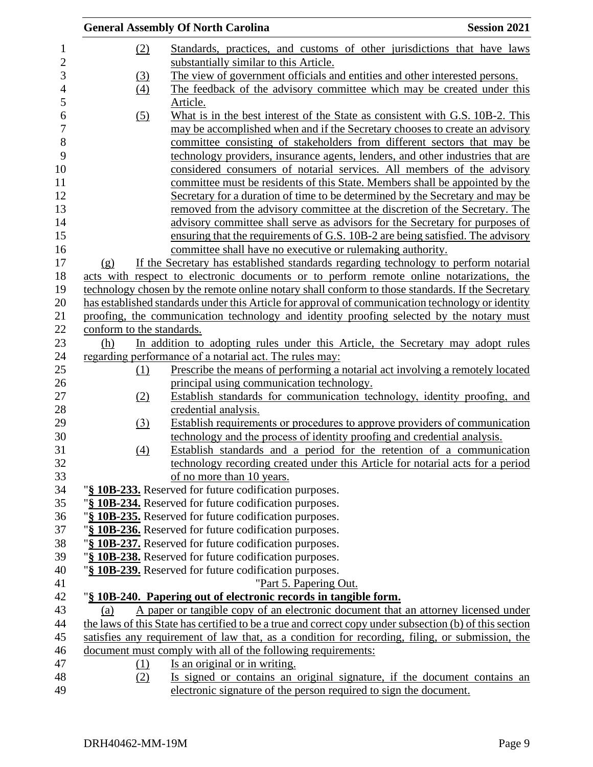(2) Standards, practices, and customs of other jurisdictions that have laws substantially similar to this Article.

(3) The view of government officials and entities and other interested persons.

(4) The feedback of the advisory committee which may be created under this Article.

(5) What is in the best interest of the State as consistent with G.S. 10B-2. This may be accomplished when and if the Secretary chooses to create an advisory committee consisting of stakeholders from different sectors that may be technology providers, insurance agents, lenders, and other industries that are considered consumers of notarial services. All members of the advisory committee must be residents of this State. Members shall be appointed by the Secretary for a duration of time to be determined by the Secretary and may be removed from the advisory committee at the discretion of the Secretary. The advisory committee shall serve as advisors for the Secretary for purposes of ensuring that the requirements of G.S. 10B-2 are being satisfied. The advisory committee shall have no executive or rulemaking authority.

(g) If the Secretary has established standards regarding technology to perform notarial acts with respect to electronic documents or to perform remote online notarizations, the technology chosen by the remote online notary shall conform to those standards. If the Secretary has established standards under this Article for approval of communication technology or identity proofing, the communication technology and identity proofing selected by the notary must conform to the standards.

(h) In addition to adopting rules under this Article, the Secretary may adopt rules regarding performance of a notarial act. The rules may:

(1) Prescribe the means of performing a notarial act involving a remotely located principal using communication technology.

(2) Establish standards for communication technology, identity proofing, and credential analysis.

(3) Establish requirements or procedures to approve providers of communication technology and the process of identity proofing and credential analysis.

(4) Establish standards and a period for the retention of a communication technology recording created under this Article for notarial acts for a period of no more than 10 years.

"**§ 10B-233.** Reserved for future codification purposes.

"**§ 10B-234.** Reserved for future codification purposes.

"**§ 10B-235.** Reserved for future codification purposes.

"**§ 10B-236.** Reserved for future codification purposes.

"**§ 10B-237.** Reserved for future codification purposes.

"**§ 10B-238.** Reserved for future codification purposes.

"**§ 10B-239.** Reserved for future codification purposes.

"Part 5. Papering Out.

"**§ 10B-240. Papering out of electronic records in tangible form.**

(a) A paper or tangible copy of an electronic document that an attorney licensed under the laws of this State has certified to be a true and correct copy under subsection (b) of this section satisfies any requirement of law that, as a condition for recording, filing, or submission, the document must comply with all of the following requirements:

(1) Is an original or in writing.

(2) Is signed or contains an original signature, if the document contains an electronic signature of the person required to sign the document.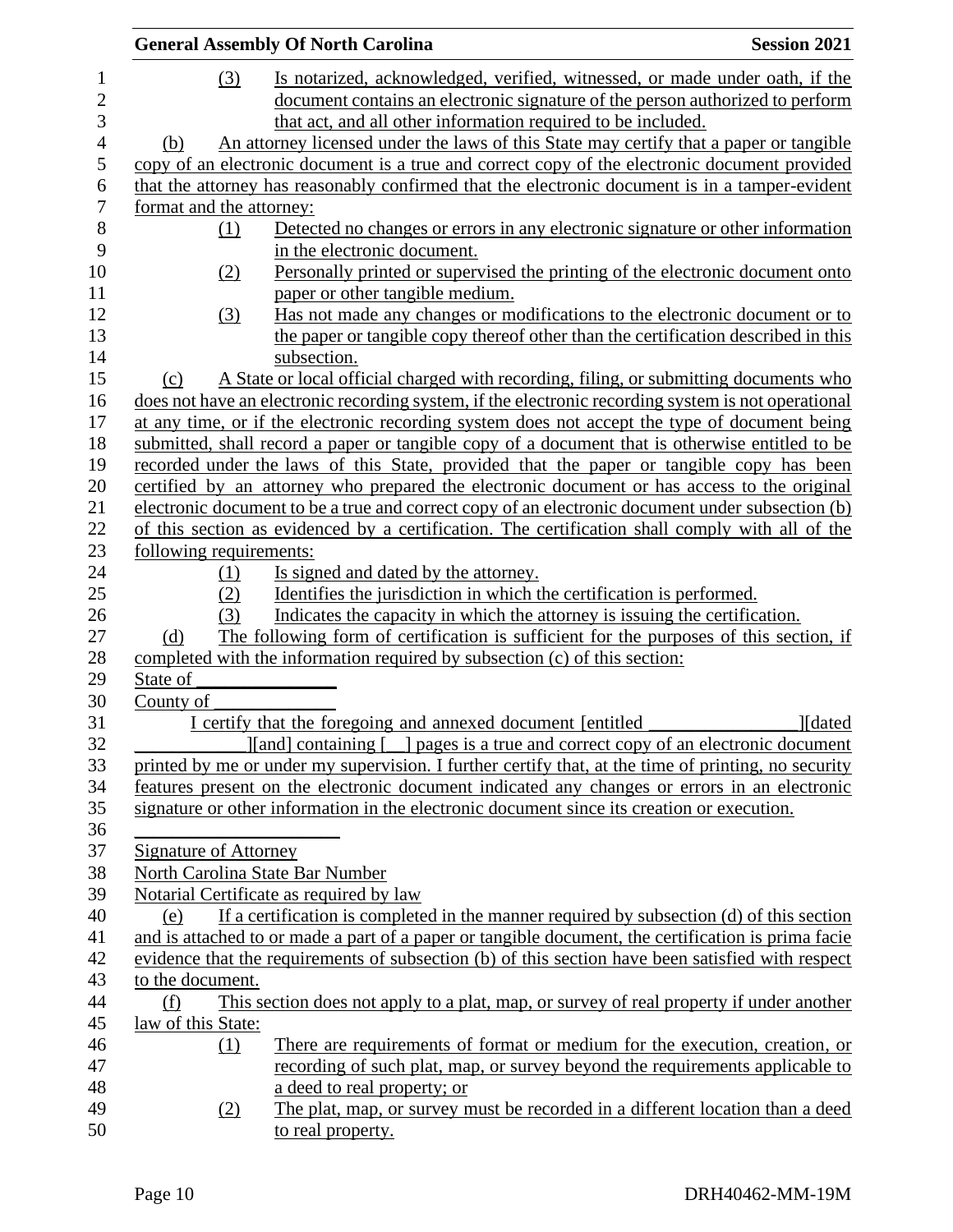(3) Is notarized, acknowledged, verified, witnessed, or made under oath, if the document contains an electronic signature of the person authorized to perform that act, and all other information required to be included.

(b) An attorney licensed under the laws of this State may certify that a paper or tangible copy of an electronic document is a true and correct copy of the electronic document provided that the attorney has reasonably confirmed that the electronic document is in a tamper-evident format and the attorney:

(1) Detected no changes or errors in any electronic signature or other information in the electronic document.

(2) Personally printed or supervised the printing of the electronic document onto paper or other tangible medium.

(3) Has not made any changes or modifications to the electronic document or to the paper or tangible copy thereof other than the certification described in this subsection.

(c) A State or local official charged with recording, filing, or submitting documents who does not have an electronic recording system, if the electronic recording system is not operational at any time, or if the electronic recording system does not accept the type of document being submitted, shall record a paper or tangible copy of a document that is otherwise entitled to be recorded under the laws of this State, provided that the paper or tangible copy has been certified by an attorney who prepared the electronic document or has access to the original electronic document to be a true and correct copy of an electronic document under subsection (b) of this section as evidenced by a certification. The certification shall comply with all of the following requirements:

(1) Is signed and dated by the attorney.

(2) Identifies the jurisdiction in which the certification is performed.

(3) Indicates the capacity in which the attorney is issuing the certification.

(d) The following form of certification is sufficient for the purposes of this section, if completed with the information required by subsection (c) of this section:

State of _______________

County of _____________

I certify that the foregoing and annexed document [entitled ________________][dated ____________][and] containing [__] pages is a true and correct copy of an electronic document printed by me or under my supervision. I further certify that, at the time of printing, no security features present on the electronic document indicated any changes or errors in an electronic signature or other information in the electronic document since its creation or execution.

______________________

Signature of Attorney

North Carolina State Bar Number

Notarial Certificate as required by law

(e) If a certification is completed in the manner required by subsection (d) of this section and is attached to or made a part of a paper or tangible document, the certification is prima facie evidence that the requirements of subsection (b) of this section have been satisfied with respect to the document.

(f) This section does not apply to a plat, map, or survey of real property if under another law of this State:

(1) There are requirements of format or medium for the execution, creation, or recording of such plat, map, or survey beyond the requirements applicable to a deed to real property; or

(2) The plat, map, or survey must be recorded in a different location than a deed to real property.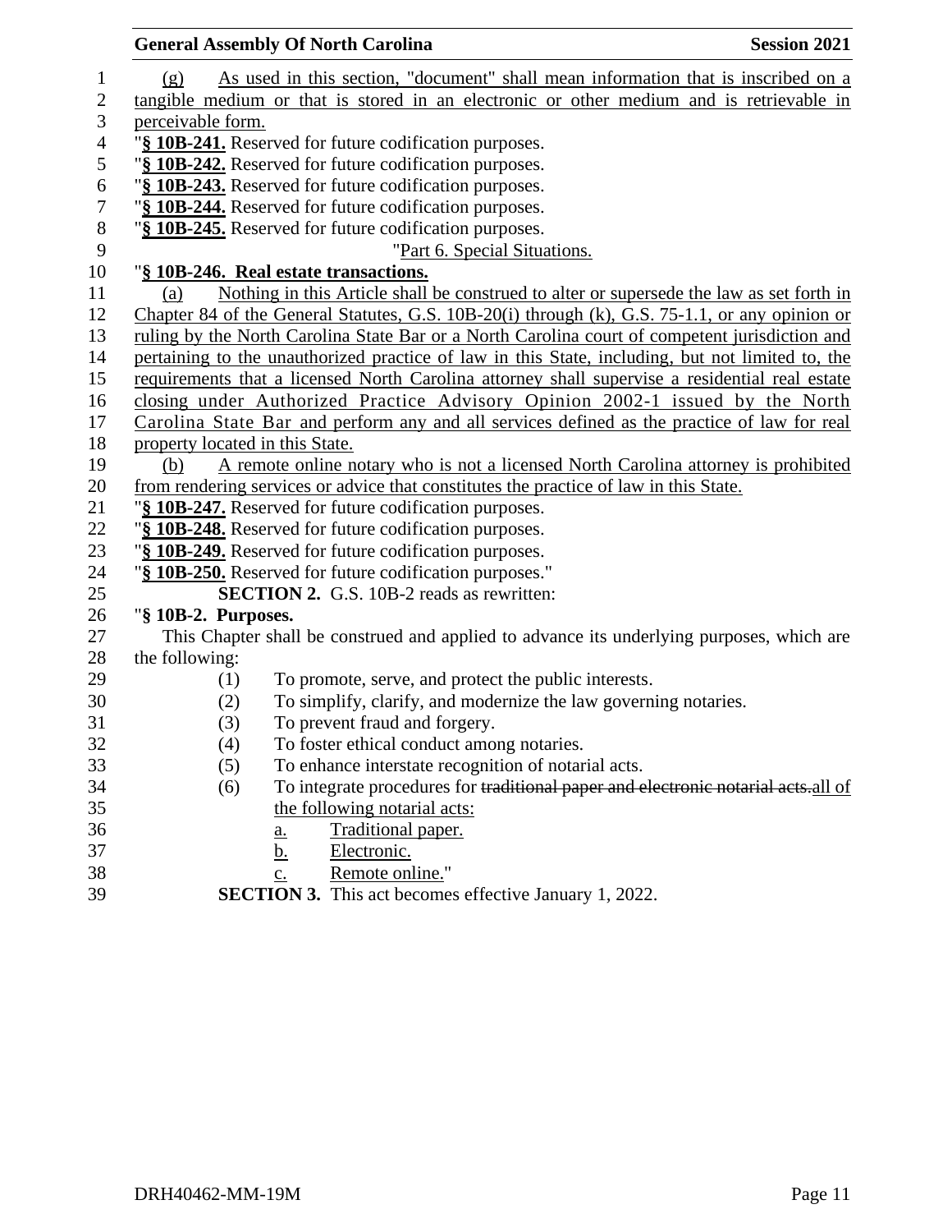(g) As used in this section, "document" shall mean information that is inscribed on a tangible medium or that is stored in an electronic or other medium and is retrievable in perceivable form.

"**§ 10B-241.** Reserved for future codification purposes.

"**§ 10B-242.** Reserved for future codification purposes.

"**§ 10B-243.** Reserved for future codification purposes.

"**§ 10B-244.** Reserved for future codification purposes.

"**§ 10B-245.** Reserved for future codification purposes.

"Part 6. Special Situations.

"**§ 10B-246. Real estate transactions.**

(a) Nothing in this Article shall be construed to alter or supersede the law as set forth in Chapter 84 of the General Statutes, G.S. 10B-20(i) through (k), G.S. 75-1.1, or any opinion or ruling by the North Carolina State Bar or a North Carolina court of competent jurisdiction and pertaining to the unauthorized practice of law in this State, including, but not limited to, the requirements that a licensed North Carolina attorney shall supervise a residential real estate closing under Authorized Practice Advisory Opinion 2002-1 issued by the North Carolina State Bar and perform any and all services defined as the practice of law for real property located in this State.

(b) A remote online notary who is not a licensed North Carolina attorney is prohibited from rendering services or advice that constitutes the practice of law in this State.

"**§ 10B-247.** Reserved for future codification purposes.

"**§ 10B-248.** Reserved for future codification purposes.

"**§ 10B-249.** Reserved for future codification purposes.

"**§ 10B-250.** Reserved for future codification purposes."

**SECTION 2.** G.S. 10B-2 reads as rewritten:

"**§ 10B-2. Purposes.**

This Chapter shall be construed and applied to advance its underlying purposes, which are the following:

(1) To promote, serve, and protect the public interests.

(2) To simplify, clarify, and modernize the law governing notaries.

(3) To prevent fraud and forgery.

(4) To foster ethical conduct among notaries.

(5) To enhance interstate recognition of notarial acts.

(6) To integrate procedures for ~~traditional paper and electronic notarial acts.~~all of the following notarial acts:

a. Traditional paper.

b. Electronic.

c. Remote online."

**SECTION 3.** This act becomes effective January 1, 2022.